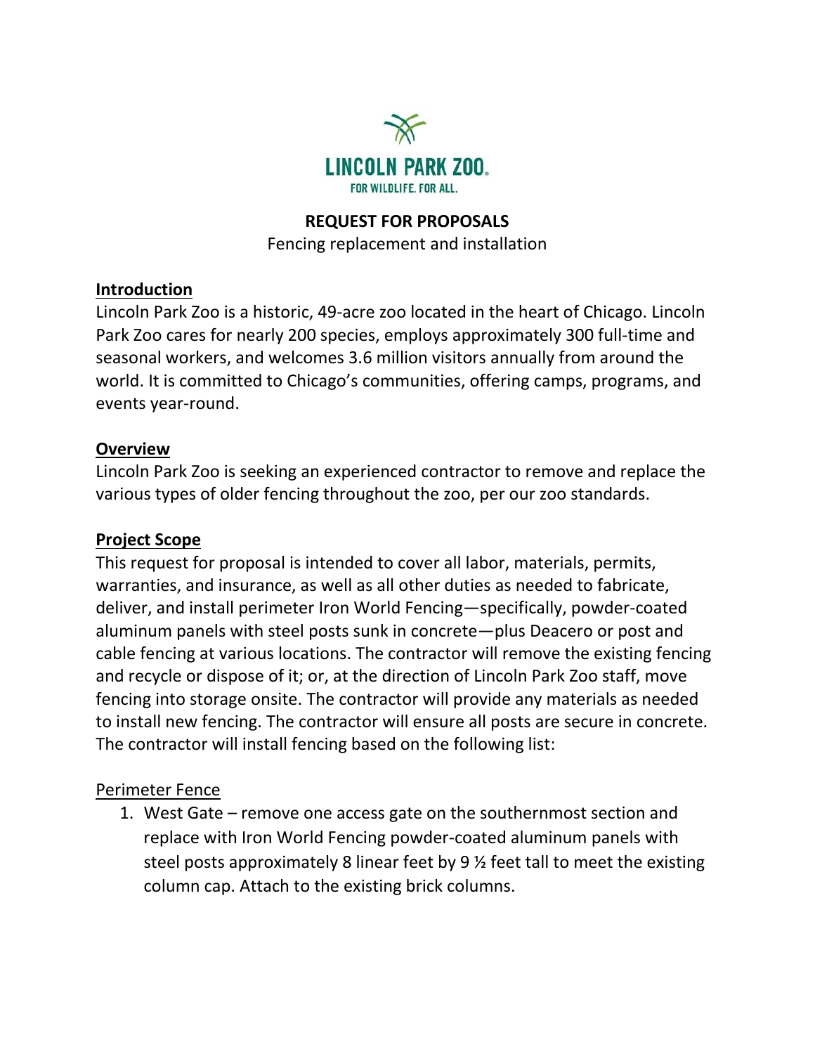LINCOLN PARK ZOO.
FOR WILDLIFE. FOR ALL.

# REQUEST FOR PROPOSALS

Fencing replacement and installation

## Introduction

Lincoln Park Zoo is a historic, 49-acre zoo located in the heart of Chicago. Lincoln Park Zoo cares for nearly 200 species, employs approximately 300 full-time and seasonal workers, and welcomes 3.6 million visitors annually from around the world. It is committed to Chicago's communities, offering camps, programs, and events year-round.

## Overview

Lincoln Park Zoo is seeking an experienced contractor to remove and replace the various types of older fencing throughout the zoo, per our zoo standards.

## Project Scope

This request for proposal is intended to cover all labor, materials, permits, warranties, and insurance, as well as all other duties as needed to fabricate, deliver, and install perimeter Iron World Fencing—specifically, powder-coated aluminum panels with steel posts sunk in concrete—plus Deacero or post and cable fencing at various locations. The contractor will remove the existing fencing and recycle or dispose of it; or, at the direction of Lincoln Park Zoo staff, move fencing into storage onsite. The contractor will provide any materials as needed to install new fencing. The contractor will ensure all posts are secure in concrete. The contractor will install fencing based on the following list:

### Perimeter Fence

1. West Gate – remove one access gate on the southernmost section and replace with Iron World Fencing powder-coated aluminum panels with steel posts approximately 8 linear feet by 9 ½ feet tall to meet the existing column cap. Attach to the existing brick columns.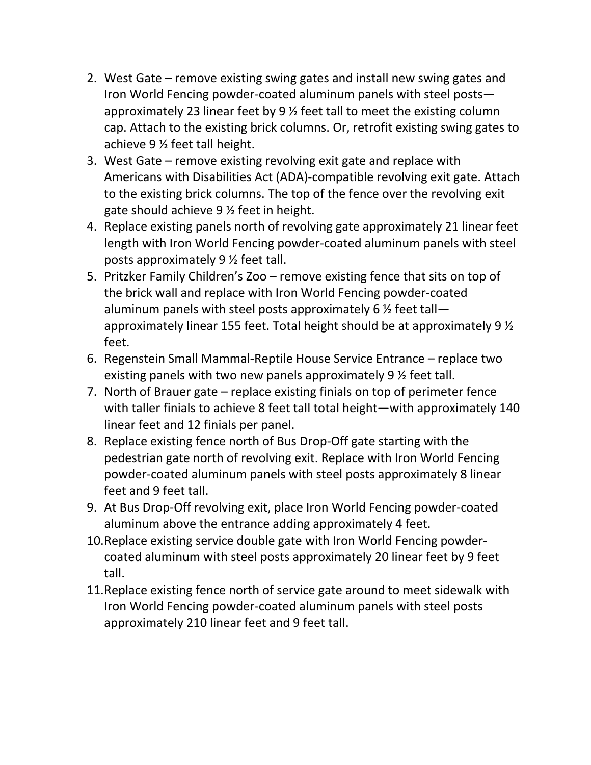2. West Gate – remove existing swing gates and install new swing gates and Iron World Fencing powder-coated aluminum panels with steel posts—approximately 23 linear feet by 9 ½ feet tall to meet the existing column cap. Attach to the existing brick columns. Or, retrofit existing swing gates to achieve 9 ½ feet tall height.
3. West Gate – remove existing revolving exit gate and replace with Americans with Disabilities Act (ADA)-compatible revolving exit gate. Attach to the existing brick columns. The top of the fence over the revolving exit gate should achieve 9 ½ feet in height.
4. Replace existing panels north of revolving gate approximately 21 linear feet length with Iron World Fencing powder-coated aluminum panels with steel posts approximately 9 ½ feet tall.
5. Pritzker Family Children's Zoo – remove existing fence that sits on top of the brick wall and replace with Iron World Fencing powder-coated aluminum panels with steel posts approximately 6 ½ feet tall—approximately linear 155 feet. Total height should be at approximately 9 ½ feet.
6. Regenstein Small Mammal-Reptile House Service Entrance – replace two existing panels with two new panels approximately 9 ½ feet tall.
7. North of Brauer gate – replace existing finials on top of perimeter fence with taller finials to achieve 8 feet tall total height—with approximately 140 linear feet and 12 finials per panel.
8. Replace existing fence north of Bus Drop-Off gate starting with the pedestrian gate north of revolving exit. Replace with Iron World Fencing powder-coated aluminum panels with steel posts approximately 8 linear feet and 9 feet tall.
9. At Bus Drop-Off revolving exit, place Iron World Fencing powder-coated aluminum above the entrance adding approximately 4 feet.
10. Replace existing service double gate with Iron World Fencing powder-coated aluminum with steel posts approximately 20 linear feet by 9 feet tall.
11. Replace existing fence north of service gate around to meet sidewalk with Iron World Fencing powder-coated aluminum panels with steel posts approximately 210 linear feet and 9 feet tall.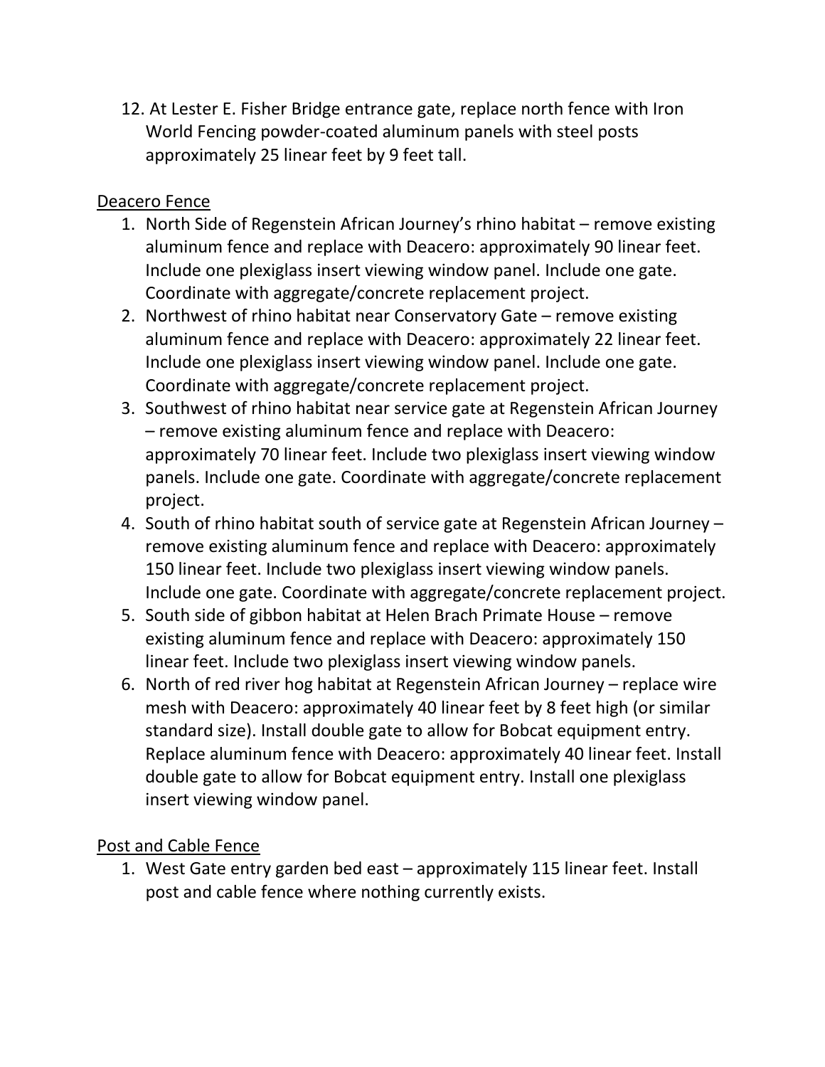12. At Lester E. Fisher Bridge entrance gate, replace north fence with Iron World Fencing powder-coated aluminum panels with steel posts approximately 25 linear feet by 9 feet tall.

<u>Deacero Fence</u>

1. North Side of Regenstein African Journey's rhino habitat – remove existing aluminum fence and replace with Deacero: approximately 90 linear feet. Include one plexiglass insert viewing window panel. Include one gate. Coordinate with aggregate/concrete replacement project.
2. Northwest of rhino habitat near Conservatory Gate – remove existing aluminum fence and replace with Deacero: approximately 22 linear feet. Include one plexiglass insert viewing window panel. Include one gate. Coordinate with aggregate/concrete replacement project.
3. Southwest of rhino habitat near service gate at Regenstein African Journey – remove existing aluminum fence and replace with Deacero: approximately 70 linear feet. Include two plexiglass insert viewing window panels. Include one gate. Coordinate with aggregate/concrete replacement project.
4. South of rhino habitat south of service gate at Regenstein African Journey – remove existing aluminum fence and replace with Deacero: approximately 150 linear feet. Include two plexiglass insert viewing window panels. Include one gate. Coordinate with aggregate/concrete replacement project.
5. South side of gibbon habitat at Helen Brach Primate House – remove existing aluminum fence and replace with Deacero: approximately 150 linear feet. Include two plexiglass insert viewing window panels.
6. North of red river hog habitat at Regenstein African Journey – replace wire mesh with Deacero: approximately 40 linear feet by 8 feet high (or similar standard size). Install double gate to allow for Bobcat equipment entry. Replace aluminum fence with Deacero: approximately 40 linear feet. Install double gate to allow for Bobcat equipment entry. Install one plexiglass insert viewing window panel.

<u>Post and Cable Fence</u>

1. West Gate entry garden bed east – approximately 115 linear feet. Install post and cable fence where nothing currently exists.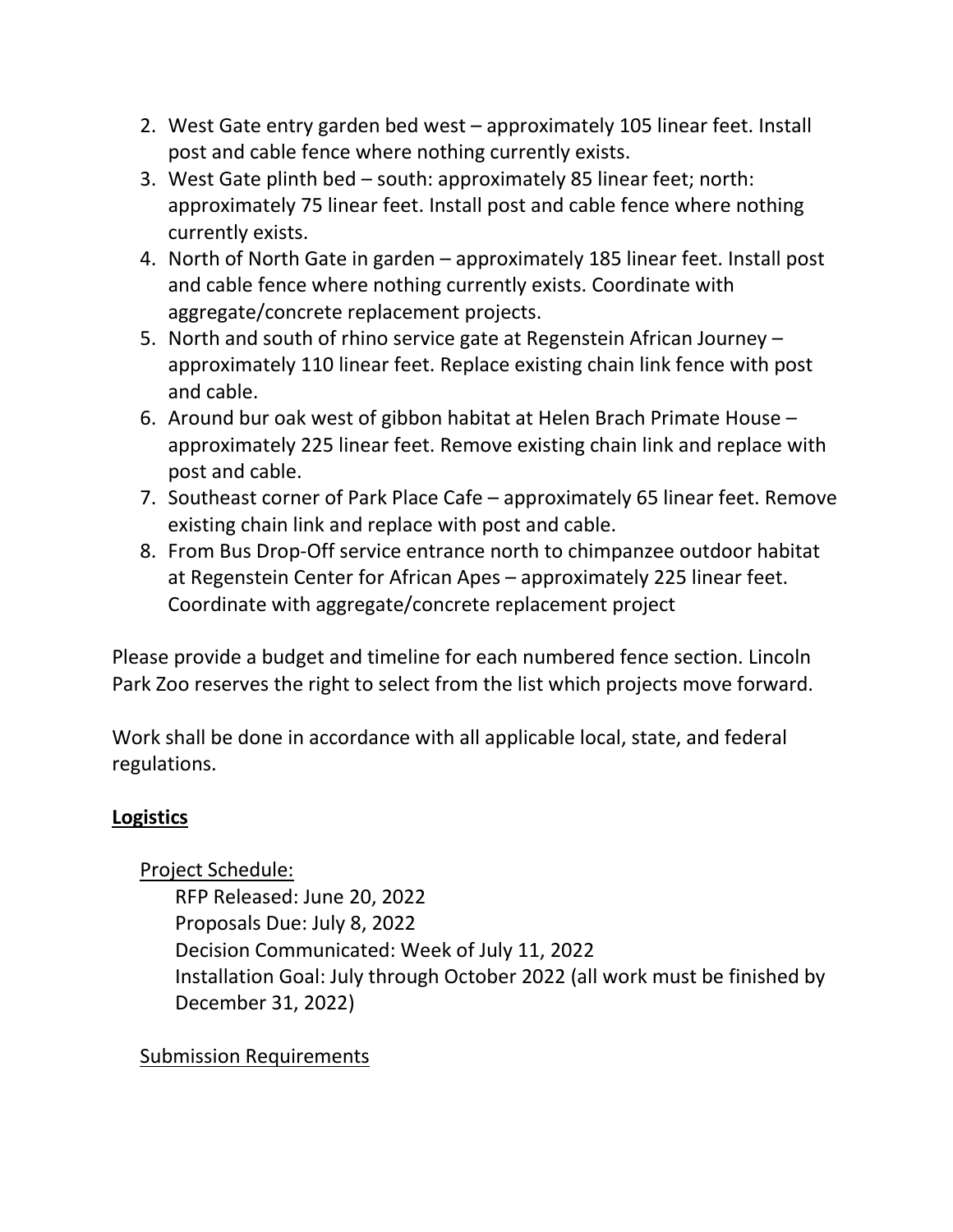2. West Gate entry garden bed west – approximately 105 linear feet. Install post and cable fence where nothing currently exists.
3. West Gate plinth bed – south: approximately 85 linear feet; north: approximately 75 linear feet. Install post and cable fence where nothing currently exists.
4. North of North Gate in garden – approximately 185 linear feet. Install post and cable fence where nothing currently exists. Coordinate with aggregate/concrete replacement projects.
5. North and south of rhino service gate at Regenstein African Journey – approximately 110 linear feet. Replace existing chain link fence with post and cable.
6. Around bur oak west of gibbon habitat at Helen Brach Primate House – approximately 225 linear feet. Remove existing chain link and replace with post and cable.
7. Southeast corner of Park Place Cafe – approximately 65 linear feet. Remove existing chain link and replace with post and cable.
8. From Bus Drop-Off service entrance north to chimpanzee outdoor habitat at Regenstein Center for African Apes – approximately 225 linear feet. Coordinate with aggregate/concrete replacement project

Please provide a budget and timeline for each numbered fence section. Lincoln Park Zoo reserves the right to select from the list which projects move forward.

Work shall be done in accordance with all applicable local, state, and federal regulations.

## Logistics

### Project Schedule:

RFP Released: June 20, 2022
Proposals Due: July 8, 2022
Decision Communicated: Week of July 11, 2022
Installation Goal: July through October 2022 (all work must be finished by December 31, 2022)

### Submission Requirements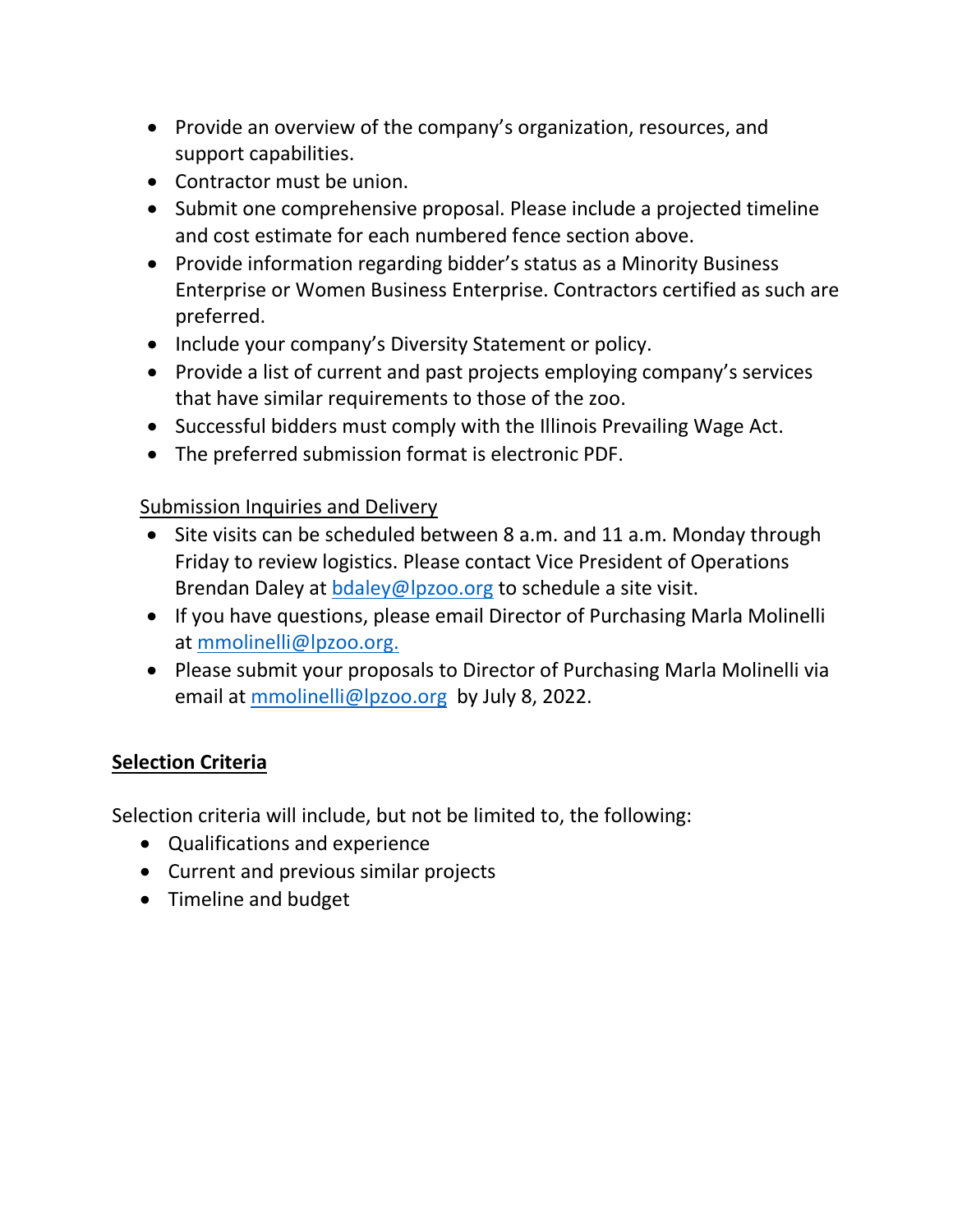- Provide an overview of the company's organization, resources, and support capabilities.
- Contractor must be union.
- Submit one comprehensive proposal. Please include a projected timeline and cost estimate for each numbered fence section above.
- Provide information regarding bidder's status as a Minority Business Enterprise or Women Business Enterprise. Contractors certified as such are preferred.
- Include your company's Diversity Statement or policy.
- Provide a list of current and past projects employing company's services that have similar requirements to those of the zoo.
- Successful bidders must comply with the Illinois Prevailing Wage Act.
- The preferred submission format is electronic PDF.

<u>Submission Inquiries and Delivery</u>

- Site visits can be scheduled between 8 a.m. and 11 a.m. Monday through Friday to review logistics. Please contact Vice President of Operations Brendan Daley at bdaley@lpzoo.org to schedule a site visit.
- If you have questions, please email Director of Purchasing Marla Molinelli at mmolinelli@lpzoo.org.
- Please submit your proposals to Director of Purchasing Marla Molinelli via email at mmolinelli@lpzoo.org by July 8, 2022.

## Selection Criteria

Selection criteria will include, but not be limited to, the following:

- Qualifications and experience
- Current and previous similar projects
- Timeline and budget